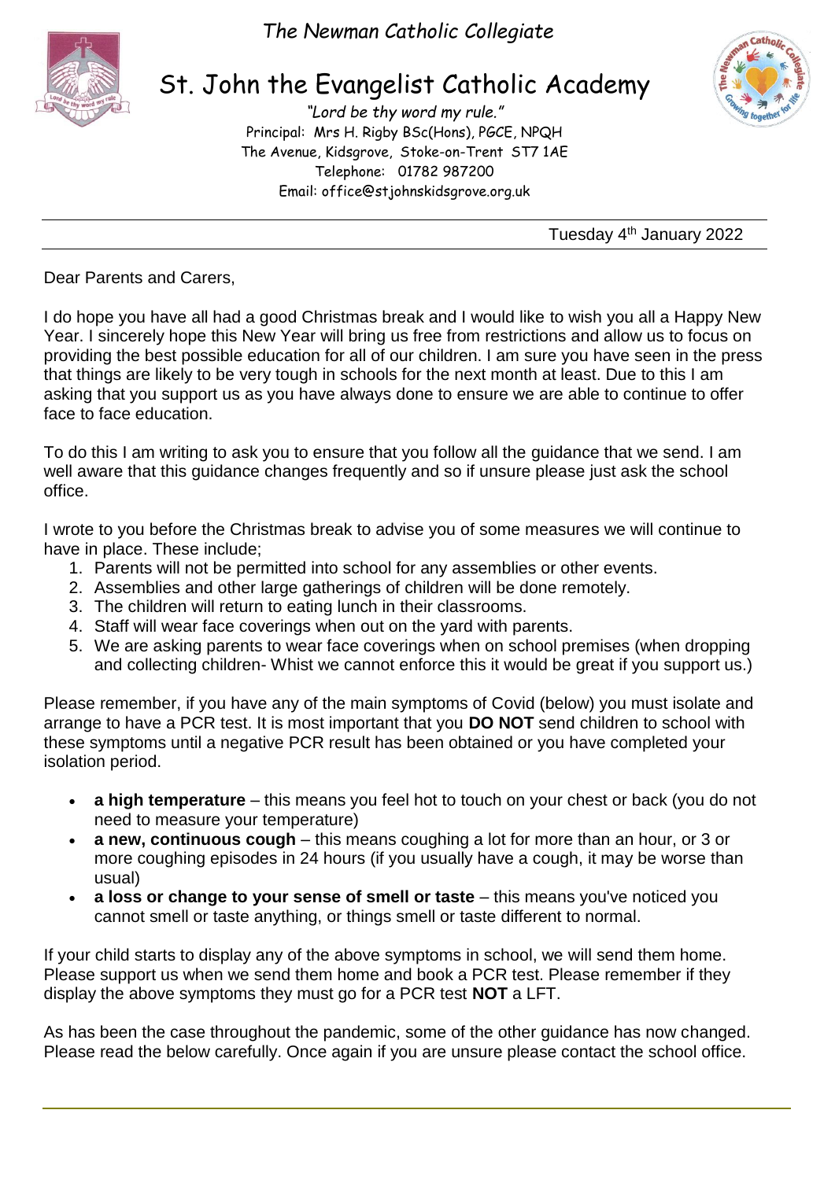*The Newman Catholic Collegiate*

# St. John the Evangelist Catholic Academy

*"Lord be thy word my rule."*
Principal: Mrs H. Rigby BSc(Hons), PGCE, NPQH
The Avenue, Kidsgrove, Stoke-on-Trent ST7 1AE
Telephone: 01782 987200
Email: office@stjohnskidsgrove.org.uk

Tuesday 4th January 2022

Dear Parents and Carers,

I do hope you have all had a good Christmas break and I would like to wish you all a Happy New Year. I sincerely hope this New Year will bring us free from restrictions and allow us to focus on providing the best possible education for all of our children. I am sure you have seen in the press that things are likely to be very tough in schools for the next month at least. Due to this I am asking that you support us as you have always done to ensure we are able to continue to offer face to face education.

To do this I am writing to ask you to ensure that you follow all the guidance that we send. I am well aware that this guidance changes frequently and so if unsure please just ask the school office.

I wrote to you before the Christmas break to advise you of some measures we will continue to have in place. These include;

1. Parents will not be permitted into school for any assemblies or other events.
2. Assemblies and other large gatherings of children will be done remotely.
3. The children will return to eating lunch in their classrooms.
4. Staff will wear face coverings when out on the yard with parents.
5. We are asking parents to wear face coverings when on school premises (when dropping and collecting children- Whist we cannot enforce this it would be great if you support us.)

Please remember, if you have any of the main symptoms of Covid (below) you must isolate and arrange to have a PCR test. It is most important that you **DO NOT** send children to school with these symptoms until a negative PCR result has been obtained or you have completed your isolation period.

- **a high temperature** – this means you feel hot to touch on your chest or back (you do not need to measure your temperature)
- **a new, continuous cough** – this means coughing a lot for more than an hour, or 3 or more coughing episodes in 24 hours (if you usually have a cough, it may be worse than usual)
- **a loss or change to your sense of smell or taste** – this means you've noticed you cannot smell or taste anything, or things smell or taste different to normal.

If your child starts to display any of the above symptoms in school, we will send them home. Please support us when we send them home and book a PCR test. Please remember if they display the above symptoms they must go for a PCR test **NOT** a LFT.

As has been the case throughout the pandemic, some of the other guidance has now changed. Please read the below carefully. Once again if you are unsure please contact the school office.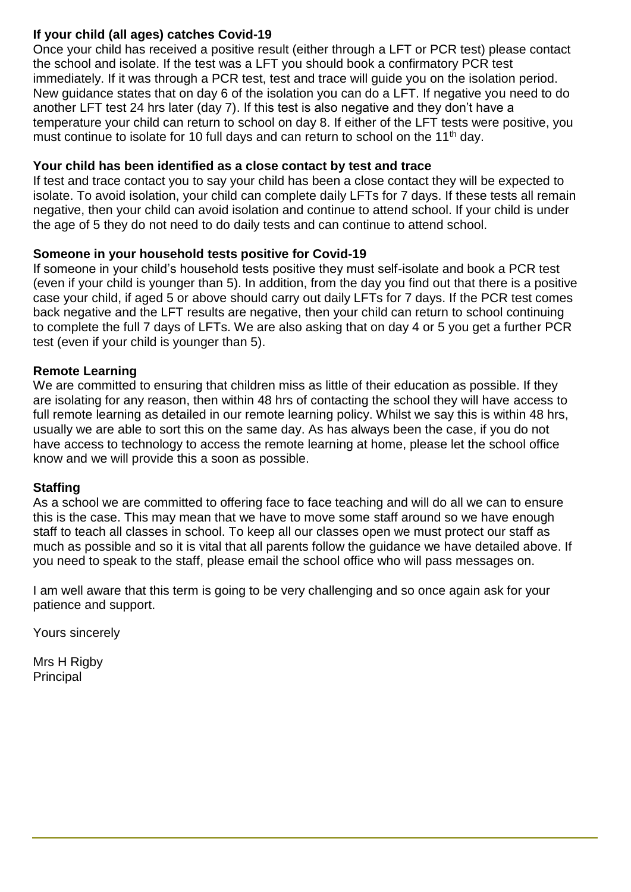**If your child (all ages) catches Covid-19**

Once your child has received a positive result (either through a LFT or PCR test) please contact the school and isolate. If the test was a LFT you should book a confirmatory PCR test immediately. If it was through a PCR test, test and trace will guide you on the isolation period. New guidance states that on day 6 of the isolation you can do a LFT. If negative you need to do another LFT test 24 hrs later (day 7). If this test is also negative and they don't have a temperature your child can return to school on day 8. If either of the LFT tests were positive, you must continue to isolate for 10 full days and can return to school on the 11th day.

**Your child has been identified as a close contact by test and trace**

If test and trace contact you to say your child has been a close contact they will be expected to isolate. To avoid isolation, your child can complete daily LFTs for 7 days. If these tests all remain negative, then your child can avoid isolation and continue to attend school. If your child is under the age of 5 they do not need to do daily tests and can continue to attend school.

**Someone in your household tests positive for Covid-19**

If someone in your child's household tests positive they must self-isolate and book a PCR test (even if your child is younger than 5). In addition, from the day you find out that there is a positive case your child, if aged 5 or above should carry out daily LFTs for 7 days. If the PCR test comes back negative and the LFT results are negative, then your child can return to school continuing to complete the full 7 days of LFTs. We are also asking that on day 4 or 5 you get a further PCR test (even if your child is younger than 5).

**Remote Learning**

We are committed to ensuring that children miss as little of their education as possible. If they are isolating for any reason, then within 48 hrs of contacting the school they will have access to full remote learning as detailed in our remote learning policy. Whilst we say this is within 48 hrs, usually we are able to sort this on the same day. As has always been the case, if you do not have access to technology to access the remote learning at home, please let the school office know and we will provide this a soon as possible.

**Staffing**

As a school we are committed to offering face to face teaching and will do all we can to ensure this is the case. This may mean that we have to move some staff around so we have enough staff to teach all classes in school. To keep all our classes open we must protect our staff as much as possible and so it is vital that all parents follow the guidance we have detailed above. If you need to speak to the staff, please email the school office who will pass messages on.

I am well aware that this term is going to be very challenging and so once again ask for your patience and support.

Yours sincerely

Mrs H Rigby
Principal